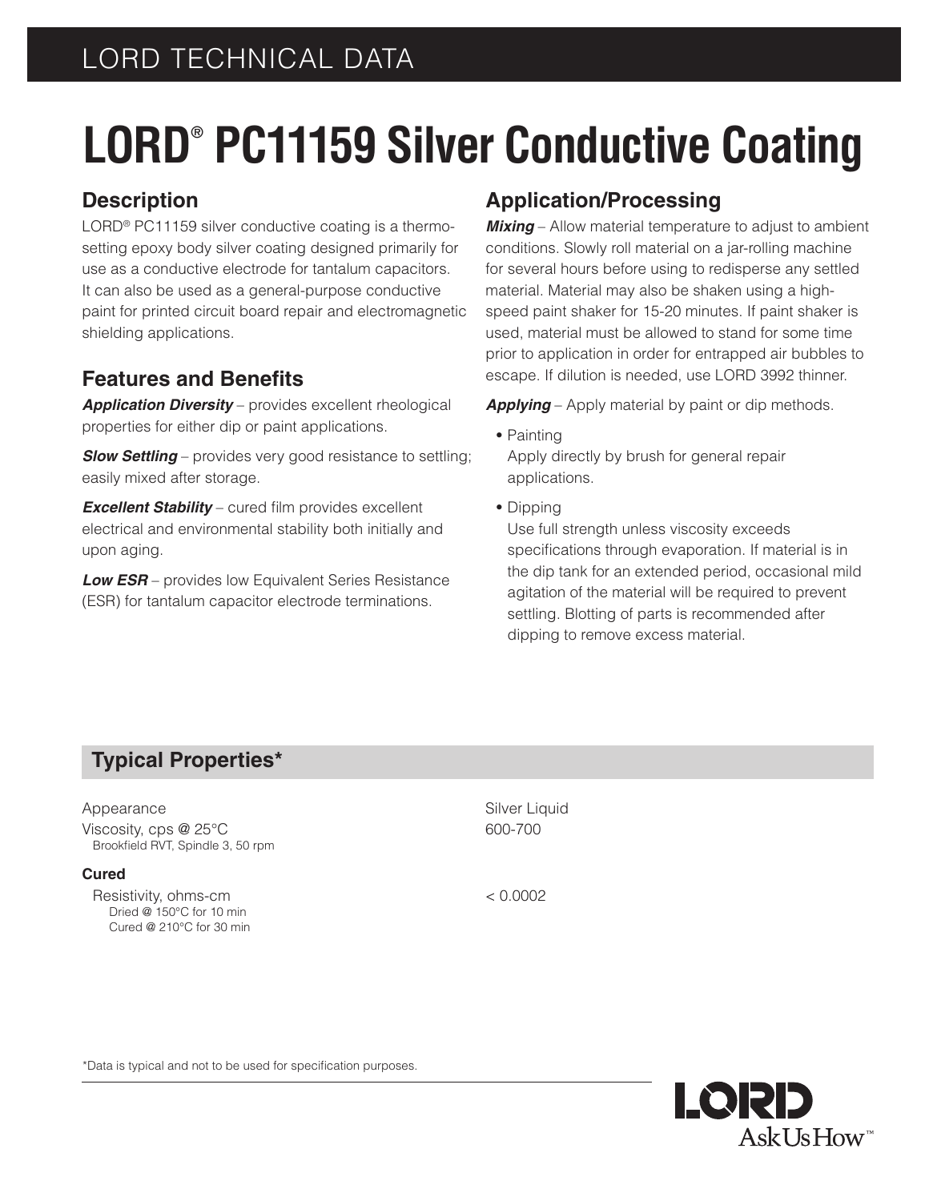LORD TECHNICAL DATA

# LORD® PC11159 Silver Conductive Coating

## Description

LORD® PC11159 silver conductive coating is a thermosetting epoxy body silver coating designed primarily for use as a conductive electrode for tantalum capacitors. It can also be used as a general-purpose conductive paint for printed circuit board repair and electromagnetic shielding applications.

## Features and Benefits

***Application Diversity*** – provides excellent rheological properties for either dip or paint applications.

***Slow Settling*** – provides very good resistance to settling; easily mixed after storage.

***Excellent Stability*** – cured film provides excellent electrical and environmental stability both initially and upon aging.

***Low ESR*** – provides low Equivalent Series Resistance (ESR) for tantalum capacitor electrode terminations.

## Application/Processing

***Mixing*** – Allow material temperature to adjust to ambient conditions. Slowly roll material on a jar-rolling machine for several hours before using to redisperse any settled material. Material may also be shaken using a high-speed paint shaker for 15-20 minutes. If paint shaker is used, material must be allowed to stand for some time prior to application in order for entrapped air bubbles to escape. If dilution is needed, use LORD 3992 thinner.

***Applying*** – Apply material by paint or dip methods.

- Painting
  Apply directly by brush for general repair applications.
- Dipping
  Use full strength unless viscosity exceeds specifications through evaporation. If material is in the dip tank for an extended period, occasional mild agitation of the material will be required to prevent settling. Blotting of parts is recommended after dipping to remove excess material.

## Typical Properties*

| | |
|---|---|
| Appearance | Silver Liquid |
| Viscosity, cps @ 25°C<br>Brookfield RVT, Spindle 3, 50 rpm | 600-700 |
| **Cured** | |
| Resistivity, ohms-cm<br>Dried @ 150°C for 10 min<br>Cured @ 210°C for 30 min | < 0.0002 |

*Data is typical and not to be used for specification purposes.

LORD
Ask Us How™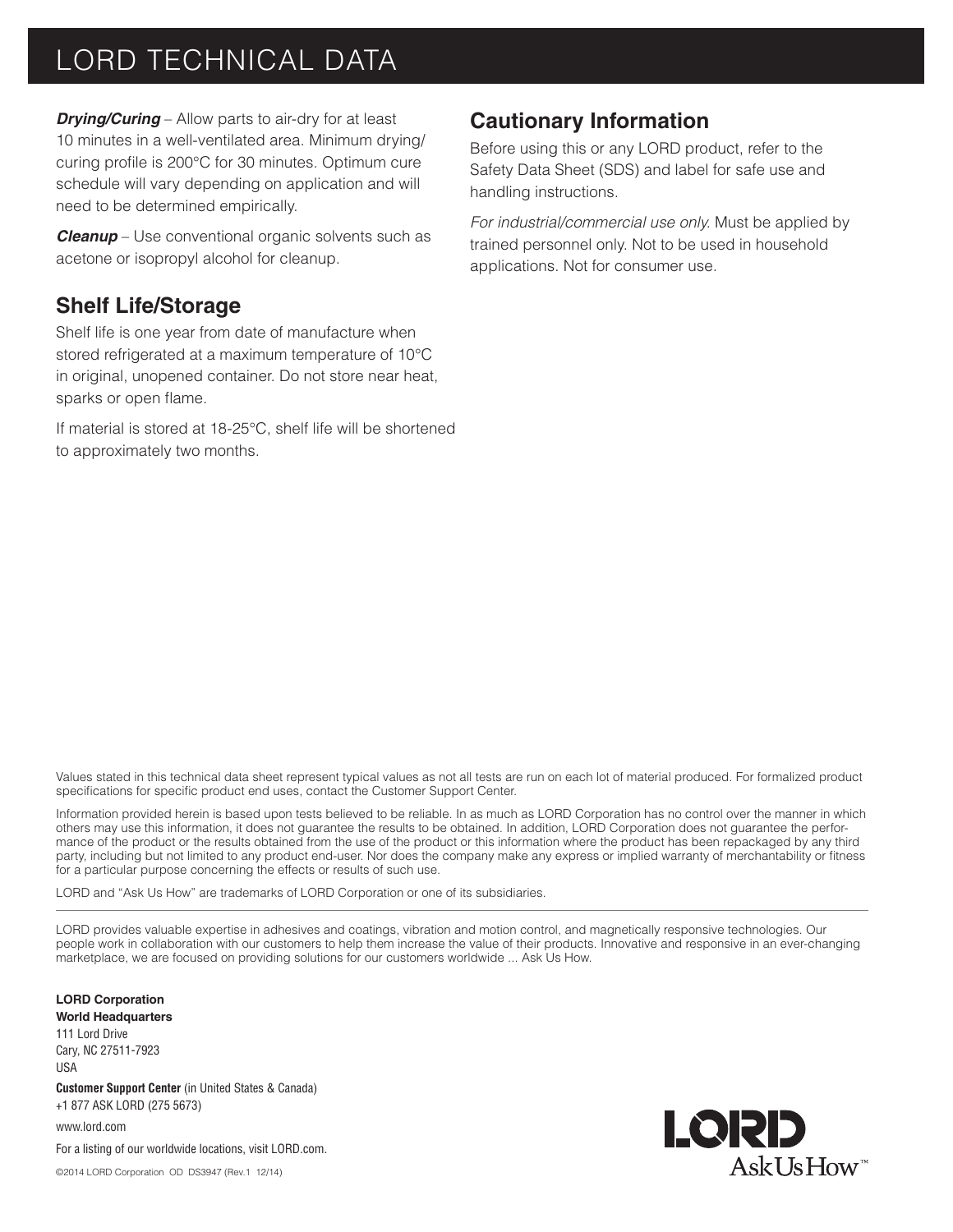**Drying/Curing** – Allow parts to air-dry for at least 10 minutes in a well-ventilated area. Minimum drying/curing profile is 200°C for 30 minutes. Optimum cure schedule will vary depending on application and will need to be determined empirically.

**Cleanup** – Use conventional organic solvents such as acetone or isopropyl alcohol for cleanup.

## Shelf Life/Storage

Shelf life is one year from date of manufacture when stored refrigerated at a maximum temperature of 10°C in original, unopened container. Do not store near heat, sparks or open flame.

If material is stored at 18-25°C, shelf life will be shortened to approximately two months.

## Cautionary Information

Before using this or any LORD product, refer to the Safety Data Sheet (SDS) and label for safe use and handling instructions.

*For industrial/commercial use only.* Must be applied by trained personnel only. Not to be used in household applications. Not for consumer use.

Values stated in this technical data sheet represent typical values as not all tests are run on each lot of material produced. For formalized product specifications for specific product end uses, contact the Customer Support Center.

Information provided herein is based upon tests believed to be reliable. In as much as LORD Corporation has no control over the manner in which others may use this information, it does not guarantee the results to be obtained. In addition, LORD Corporation does not guarantee the performance of the product or the results obtained from the use of the product or this information where the product has been repackaged by any third party, including but not limited to any product end-user. Nor does the company make any express or implied warranty of merchantability or fitness for a particular purpose concerning the effects or results of such use.

LORD and "Ask Us How" are trademarks of LORD Corporation or one of its subsidiaries.

---

LORD provides valuable expertise in adhesives and coatings, vibration and motion control, and magnetically responsive technologies. Our people work in collaboration with our customers to help them increase the value of their products. Innovative and responsive in an ever-changing marketplace, we are focused on providing solutions for our customers worldwide ... Ask Us How.

**LORD Corporation**
**World Headquarters**
111 Lord Drive
Cary, NC 27511-7923
USA

**Customer Support Center** (in United States & Canada)
+1 877 ASK LORD (275 5673)

www.lord.com

For a listing of our worldwide locations, visit LORD.com.

©2014 LORD Corporation OD DS3947 (Rev.1 12/14)

LORD
Ask Us How™